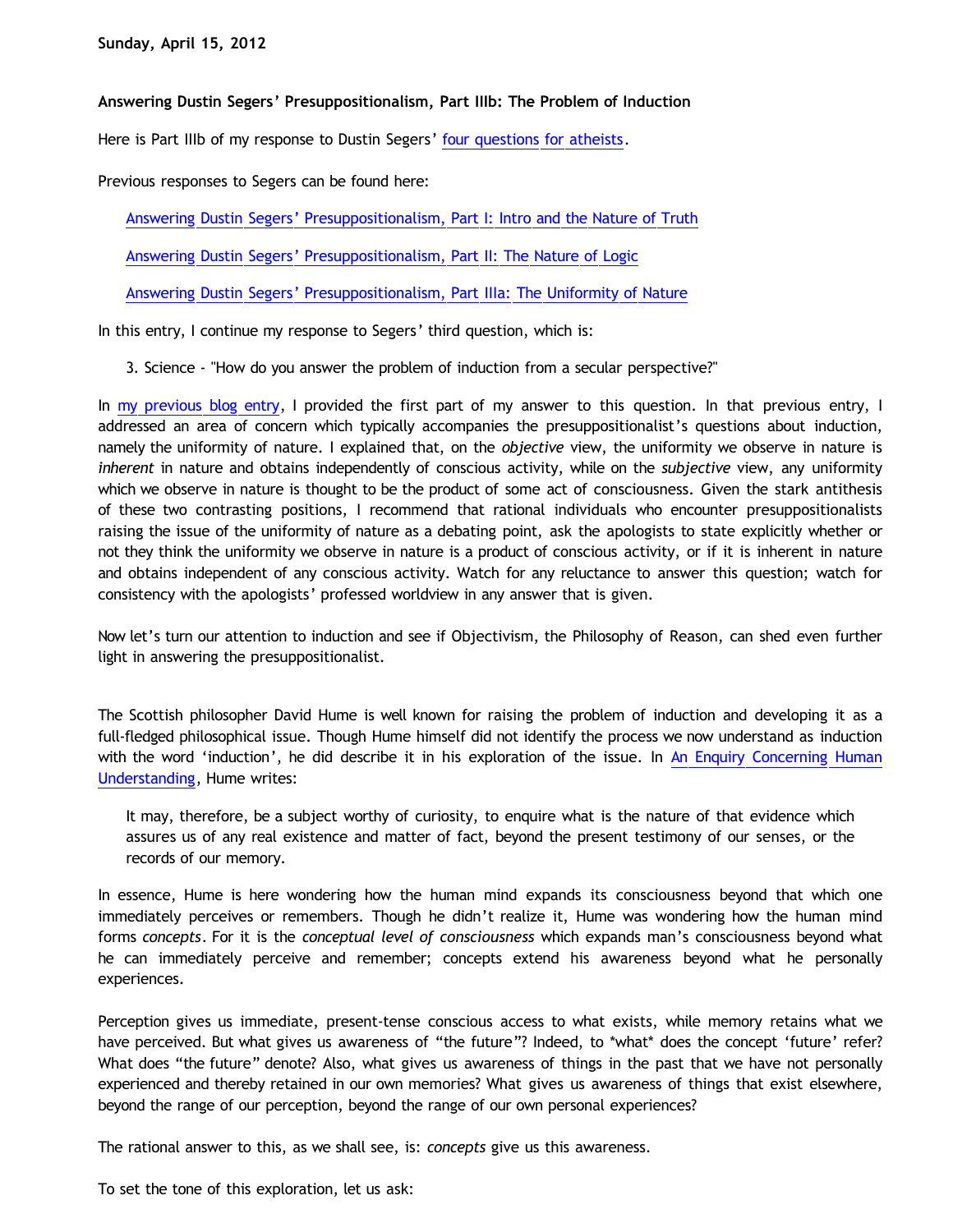**Sunday, April 15, 2012**

# Answering Dustin Segers' Presuppositionalism, Part IIIb: The Problem of Induction

Here is Part IIIb of my response to Dustin Segers' four questions for atheists.

Previous responses to Segers can be found here:

> Answering Dustin Segers' Presuppositionalism, Part I: Intro and the Nature of Truth
>
> Answering Dustin Segers' Presuppositionalism, Part II: The Nature of Logic
>
> Answering Dustin Segers' Presuppositionalism, Part IIIa: The Uniformity of Nature

In this entry, I continue my response to Segers' third question, which is:

> 3. Science - "How do you answer the problem of induction from a secular perspective?"

In my previous blog entry, I provided the first part of my answer to this question. In that previous entry, I addressed an area of concern which typically accompanies the presuppositionalist's questions about induction, namely the uniformity of nature. I explained that, on the *objective* view, the uniformity we observe in nature is *inherent* in nature and obtains independently of conscious activity, while on the *subjective* view, any uniformity which we observe in nature is thought to be the product of some act of consciousness. Given the stark antithesis of these two contrasting positions, I recommend that rational individuals who encounter presuppositionalists raising the issue of the uniformity of nature as a debating point, ask the apologists to state explicitly whether or not they think the uniformity we observe in nature is a product of conscious activity, or if it is inherent in nature and obtains independent of any conscious activity. Watch for any reluctance to answer this question; watch for consistency with the apologists' professed worldview in any answer that is given.

Now let's turn our attention to induction and see if Objectivism, the Philosophy of Reason, can shed even further light in answering the presuppositionalist.

The Scottish philosopher David Hume is well known for raising the problem of induction and developing it as a full-fledged philosophical issue. Though Hume himself did not identify the process we now understand as induction with the word 'induction', he did describe it in his exploration of the issue. In An Enquiry Concerning Human Understanding, Hume writes:

> It may, therefore, be a subject worthy of curiosity, to enquire what is the nature of that evidence which assures us of any real existence and matter of fact, beyond the present testimony of our senses, or the records of our memory.

In essence, Hume is here wondering how the human mind expands its consciousness beyond that which one immediately perceives or remembers. Though he didn't realize it, Hume was wondering how the human mind forms *concepts*. For it is the *conceptual level of consciousness* which expands man's consciousness beyond what he can immediately perceive and remember; concepts extend his awareness beyond what he personally experiences.

Perception gives us immediate, present-tense conscious access to what exists, while memory retains what we have perceived. But what gives us awareness of "the future"? Indeed, to *what* does the concept 'future' refer? What does "the future" denote? Also, what gives us awareness of things in the past that we have not personally experienced and thereby retained in our own memories? What gives us awareness of things that exist elsewhere, beyond the range of our perception, beyond the range of our own personal experiences?

The rational answer to this, as we shall see, is: *concepts* give us this awareness.

To set the tone of this exploration, let us ask: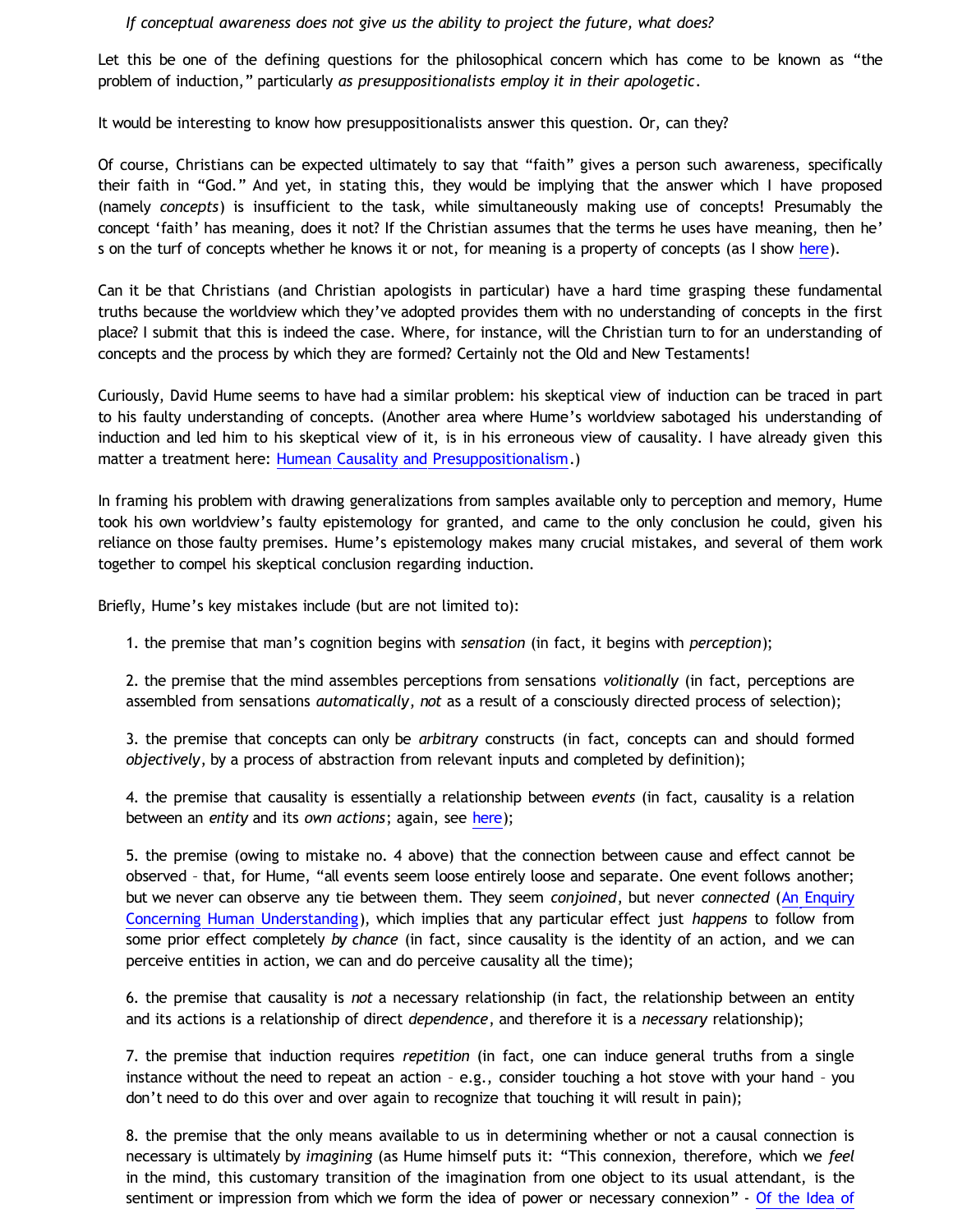*If conceptual awareness does not give us the ability to project the future, what does?*

Let this be one of the defining questions for the philosophical concern which has come to be known as "the problem of induction," particularly *as presuppositionalists employ it in their apologetic*.

It would be interesting to know how presuppositionalists answer this question. Or, can they?

Of course, Christians can be expected ultimately to say that "faith" gives a person such awareness, specifically their faith in "God." And yet, in stating this, they would be implying that the answer which I have proposed (namely *concepts*) is insufficient to the task, while simultaneously making use of concepts! Presumably the concept 'faith' has meaning, does it not? If the Christian assumes that the terms he uses have meaning, then he's on the turf of concepts whether he knows it or not, for meaning is a property of concepts (as I show here).

Can it be that Christians (and Christian apologists in particular) have a hard time grasping these fundamental truths because the worldview which they've adopted provides them with no understanding of concepts in the first place? I submit that this is indeed the case. Where, for instance, will the Christian turn to for an understanding of concepts and the process by which they are formed? Certainly not the Old and New Testaments!

Curiously, David Hume seems to have had a similar problem: his skeptical view of induction can be traced in part to his faulty understanding of concepts. (Another area where Hume's worldview sabotaged his understanding of induction and led him to his skeptical view of it, is in his erroneous view of causality. I have already given this matter a treatment here: Humean Causality and Presuppositionalism.)

In framing his problem with drawing generalizations from samples available only to perception and memory, Hume took his own worldview's faulty epistemology for granted, and came to the only conclusion he could, given his reliance on those faulty premises. Hume's epistemology makes many crucial mistakes, and several of them work together to compel his skeptical conclusion regarding induction.

Briefly, Hume's key mistakes include (but are not limited to):

1. the premise that man's cognition begins with *sensation* (in fact, it begins with *perception*);

2. the premise that the mind assembles perceptions from sensations *volitionally* (in fact, perceptions are assembled from sensations *automatically*, *not* as a result of a consciously directed process of selection);

3. the premise that concepts can only be *arbitrary* constructs (in fact, concepts can and should formed *objectively*, by a process of abstraction from relevant inputs and completed by definition);

4. the premise that causality is essentially a relationship between *events* (in fact, causality is a relation between an *entity* and its *own actions*; again, see here);

5. the premise (owing to mistake no. 4 above) that the connection between cause and effect cannot be observed – that, for Hume, "all events seem loose entirely loose and separate. One event follows another; but we never can observe any tie between them. They seem *conjoined*, but never *connected* (An Enquiry Concerning Human Understanding), which implies that any particular effect just *happens* to follow from some prior effect completely *by chance* (in fact, since causality is the identity of an action, and we can perceive entities in action, we can and do perceive causality all the time);

6. the premise that causality is *not* a necessary relationship (in fact, the relationship between an entity and its actions is a relationship of direct *dependence*, and therefore it is a *necessary* relationship);

7. the premise that induction requires *repetition* (in fact, one can induce general truths from a single instance without the need to repeat an action – e.g., consider touching a hot stove with your hand – you don't need to do this over and over again to recognize that touching it will result in pain);

8. the premise that the only means available to us in determining whether or not a causal connection is necessary is ultimately by *imagining* (as Hume himself puts it: "This connexion, therefore, which we *feel* in the mind, this customary transition of the imagination from one object to its usual attendant, is the sentiment or impression from which we form the idea of power or necessary connexion" - Of the Idea of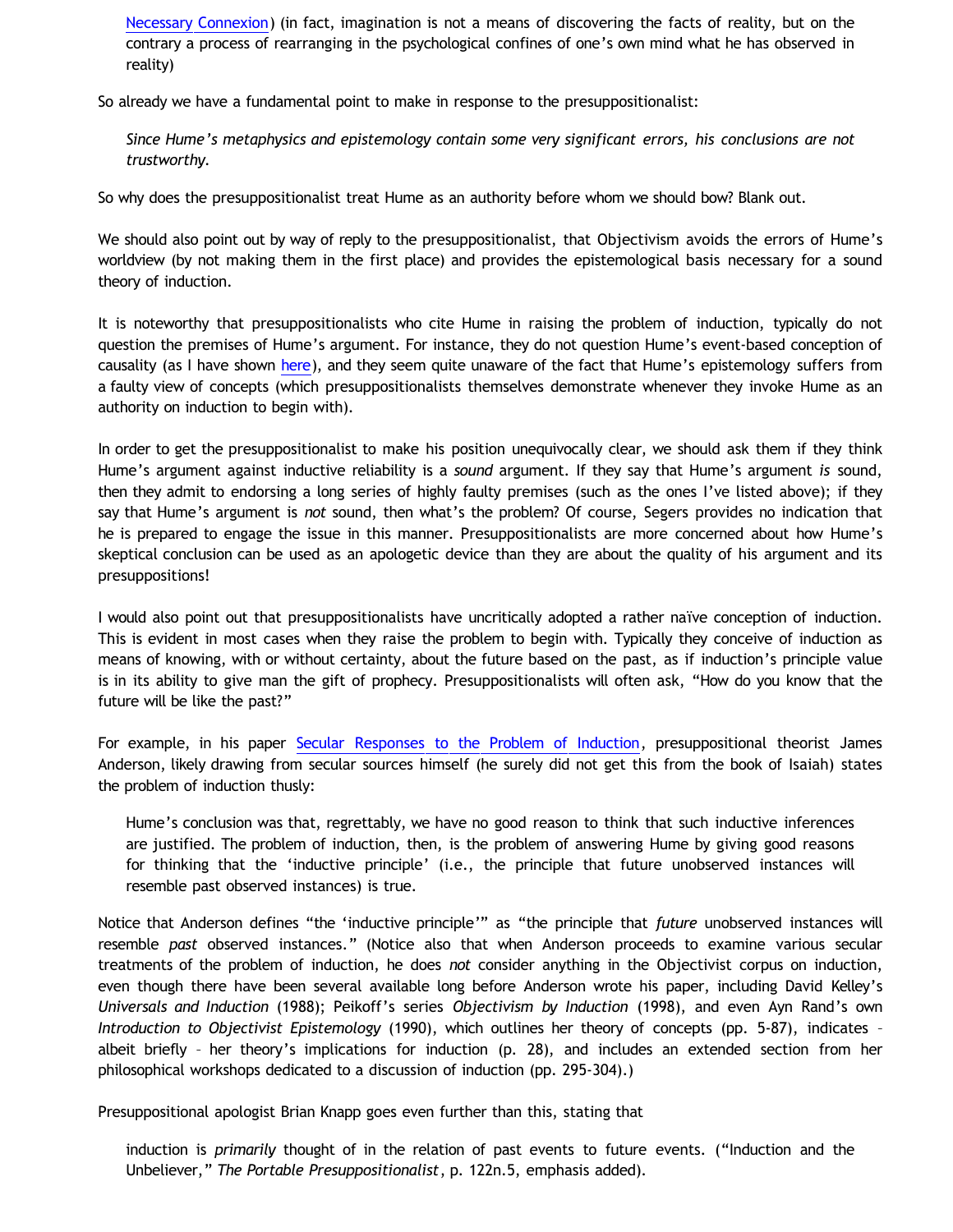Necessary Connexion) (in fact, imagination is not a means of discovering the facts of reality, but on the contrary a process of rearranging in the psychological confines of one's own mind what he has observed in reality)

So already we have a fundamental point to make in response to the presuppositionalist:

> *Since Hume's metaphysics and epistemology contain some very significant errors, his conclusions are not trustworthy.*

So why does the presuppositionalist treat Hume as an authority before whom we should bow? Blank out.

We should also point out by way of reply to the presuppositionalist, that Objectivism avoids the errors of Hume's worldview (by not making them in the first place) and provides the epistemological basis necessary for a sound theory of induction.

It is noteworthy that presuppositionalists who cite Hume in raising the problem of induction, typically do not question the premises of Hume's argument. For instance, they do not question Hume's event-based conception of causality (as I have shown here), and they seem quite unaware of the fact that Hume's epistemology suffers from a faulty view of concepts (which presuppositionalists themselves demonstrate whenever they invoke Hume as an authority on induction to begin with).

In order to get the presuppositionalist to make his position unequivocally clear, we should ask them if they think Hume's argument against inductive reliability is a *sound* argument. If they say that Hume's argument *is* sound, then they admit to endorsing a long series of highly faulty premises (such as the ones I've listed above); if they say that Hume's argument is *not* sound, then what's the problem? Of course, Segers provides no indication that he is prepared to engage the issue in this manner. Presuppositionalists are more concerned about how Hume's skeptical conclusion can be used as an apologetic device than they are about the quality of his argument and its presuppositions!

I would also point out that presuppositionalists have uncritically adopted a rather naïve conception of induction. This is evident in most cases when they raise the problem to begin with. Typically they conceive of induction as means of knowing, with or without certainty, about the future based on the past, as if induction's principle value is in its ability to give man the gift of prophecy. Presuppositionalists will often ask, "How do you know that the future will be like the past?"

For example, in his paper Secular Responses to the Problem of Induction, presuppositional theorist James Anderson, likely drawing from secular sources himself (he surely did not get this from the book of Isaiah) states the problem of induction thusly:

> Hume's conclusion was that, regrettably, we have no good reason to think that such inductive inferences are justified. The problem of induction, then, is the problem of answering Hume by giving good reasons for thinking that the 'inductive principle' (i.e., the principle that future unobserved instances will resemble past observed instances) is true.

Notice that Anderson defines "the 'inductive principle'" as "the principle that *future* unobserved instances will resemble *past* observed instances." (Notice also that when Anderson proceeds to examine various secular treatments of the problem of induction, he does *not* consider anything in the Objectivist corpus on induction, even though there have been several available long before Anderson wrote his paper, including David Kelley's *Universals and Induction* (1988); Peikoff's series *Objectivism by Induction* (1998), and even Ayn Rand's own *Introduction to Objectivist Epistemology* (1990), which outlines her theory of concepts (pp. 5-87), indicates – albeit briefly – her theory's implications for induction (p. 28), and includes an extended section from her philosophical workshops dedicated to a discussion of induction (pp. 295-304).)

Presuppositional apologist Brian Knapp goes even further than this, stating that

> induction is *primarily* thought of in the relation of past events to future events. ("Induction and the Unbeliever," *The Portable Presuppositionalist*, p. 122n.5, emphasis added).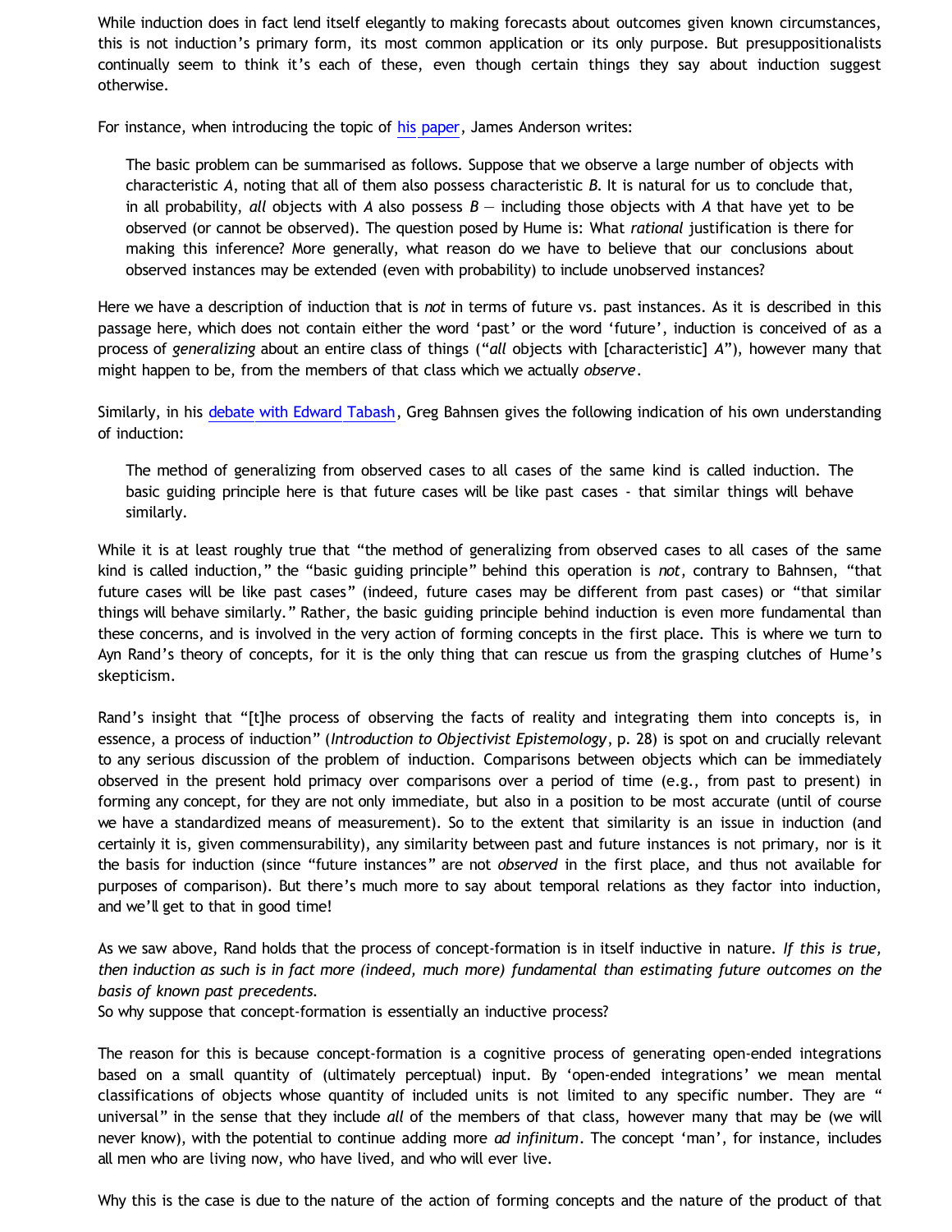While induction does in fact lend itself elegantly to making forecasts about outcomes given known circumstances, this is not induction's primary form, its most common application or its only purpose. But presuppositionalists continually seem to think it's each of these, even though certain things they say about induction suggest otherwise.

For instance, when introducing the topic of his paper, James Anderson writes:

> The basic problem can be summarised as follows. Suppose that we observe a large number of objects with characteristic *A*, noting that all of them also possess characteristic *B*. It is natural for us to conclude that, in all probability, *all* objects with *A* also possess *B* — including those objects with *A* that have yet to be observed (or cannot be observed). The question posed by Hume is: What *rational* justification is there for making this inference? More generally, what reason do we have to believe that our conclusions about observed instances may be extended (even with probability) to include unobserved instances?

Here we have a description of induction that is *not* in terms of future vs. past instances. As it is described in this passage here, which does not contain either the word 'past' or the word 'future', induction is conceived of as a process of *generalizing* about an entire class of things ("*all* objects with [characteristic] *A*"), however many that might happen to be, from the members of that class which we actually *observe*.

Similarly, in his debate with Edward Tabash, Greg Bahnsen gives the following indication of his own understanding of induction:

> The method of generalizing from observed cases to all cases of the same kind is called induction. The basic guiding principle here is that future cases will be like past cases - that similar things will behave similarly.

While it is at least roughly true that "the method of generalizing from observed cases to all cases of the same kind is called induction," the "basic guiding principle" behind this operation is *not*, contrary to Bahnsen, "that future cases will be like past cases" (indeed, future cases may be different from past cases) or "that similar things will behave similarly." Rather, the basic guiding principle behind induction is even more fundamental than these concerns, and is involved in the very action of forming concepts in the first place. This is where we turn to Ayn Rand's theory of concepts, for it is the only thing that can rescue us from the grasping clutches of Hume's skepticism.

Rand's insight that "[t]he process of observing the facts of reality and integrating them into concepts is, in essence, a process of induction" (*Introduction to Objectivist Epistemology*, p. 28) is spot on and crucially relevant to any serious discussion of the problem of induction. Comparisons between objects which can be immediately observed in the present hold primacy over comparisons over a period of time (e.g., from past to present) in forming any concept, for they are not only immediate, but also in a position to be most accurate (until of course we have a standardized means of measurement). So to the extent that similarity is an issue in induction (and certainly it is, given commensurability), any similarity between past and future instances is not primary, nor is it the basis for induction (since "future instances" are not *observed* in the first place, and thus not available for purposes of comparison). But there's much more to say about temporal relations as they factor into induction, and we'll get to that in good time!

As we saw above, Rand holds that the process of concept-formation is in itself inductive in nature. *If this is true, then induction as such is in fact more (indeed, much more) fundamental than estimating future outcomes on the basis of known past precedents.*
So why suppose that concept-formation is essentially an inductive process?

The reason for this is because concept-formation is a cognitive process of generating open-ended integrations based on a small quantity of (ultimately perceptual) input. By 'open-ended integrations' we mean mental classifications of objects whose quantity of included units is not limited to any specific number. They are "universal" in the sense that they include *all* of the members of that class, however many that may be (we will never know), with the potential to continue adding more *ad infinitum*. The concept 'man', for instance, includes all men who are living now, who have lived, and who will ever live.

Why this is the case is due to the nature of the action of forming concepts and the nature of the product of that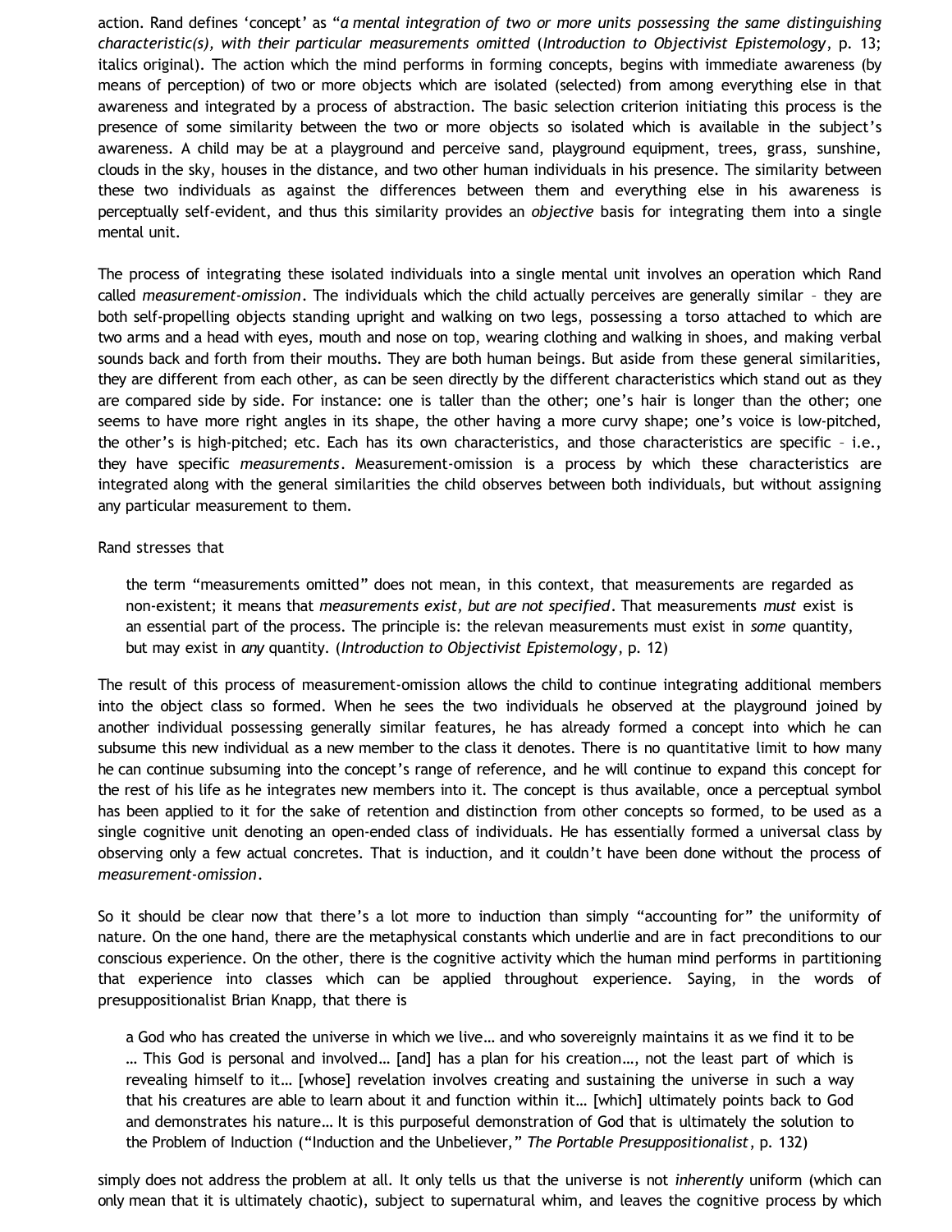action. Rand defines ‘concept’ as “*a mental integration of two or more units possessing the same distinguishing characteristic(s), with their particular measurements omitted* (*Introduction to Objectivist Epistemology*, p. 13; italics original). The action which the mind performs in forming concepts, begins with immediate awareness (by means of perception) of two or more objects which are isolated (selected) from among everything else in that awareness and integrated by a process of abstraction. The basic selection criterion initiating this process is the presence of some similarity between the two or more objects so isolated which is available in the subject’s awareness. A child may be at a playground and perceive sand, playground equipment, trees, grass, sunshine, clouds in the sky, houses in the distance, and two other human individuals in his presence. The similarity between these two individuals as against the differences between them and everything else in his awareness is perceptually self-evident, and thus this similarity provides an *objective* basis for integrating them into a single mental unit.

The process of integrating these isolated individuals into a single mental unit involves an operation which Rand called *measurement-omission*. The individuals which the child actually perceives are generally similar – they are both self-propelling objects standing upright and walking on two legs, possessing a torso attached to which are two arms and a head with eyes, mouth and nose on top, wearing clothing and walking in shoes, and making verbal sounds back and forth from their mouths. They are both human beings. But aside from these general similarities, they are different from each other, as can be seen directly by the different characteristics which stand out as they are compared side by side. For instance: one is taller than the other; one’s hair is longer than the other; one seems to have more right angles in its shape, the other having a more curvy shape; one’s voice is low-pitched, the other’s is high-pitched; etc. Each has its own characteristics, and those characteristics are specific – i.e., they have specific *measurements*. Measurement-omission is a process by which these characteristics are integrated along with the general similarities the child observes between both individuals, but without assigning any particular measurement to them.

Rand stresses that

> the term “measurements omitted” does not mean, in this context, that measurements are regarded as non-existent; it means that *measurements exist, but are not specified*. That measurements *must* exist is an essential part of the process. The principle is: the relevan measurements must exist in *some* quantity, but may exist in *any* quantity. (*Introduction to Objectivist Epistemology*, p. 12)

The result of this process of measurement-omission allows the child to continue integrating additional members into the object class so formed. When he sees the two individuals he observed at the playground joined by another individual possessing generally similar features, he has already formed a concept into which he can subsume this new individual as a new member to the class it denotes. There is no quantitative limit to how many he can continue subsuming into the concept’s range of reference, and he will continue to expand this concept for the rest of his life as he integrates new members into it. The concept is thus available, once a perceptual symbol has been applied to it for the sake of retention and distinction from other concepts so formed, to be used as a single cognitive unit denoting an open-ended class of individuals. He has essentially formed a universal class by observing only a few actual concretes. That is induction, and it couldn’t have been done without the process of *measurement-omission*.

So it should be clear now that there’s a lot more to induction than simply “accounting for” the uniformity of nature. On the one hand, there are the metaphysical constants which underlie and are in fact preconditions to our conscious experience. On the other, there is the cognitive activity which the human mind performs in partitioning that experience into classes which can be applied throughout experience. Saying, in the words of presuppositionalist Brian Knapp, that there is

> a God who has created the universe in which we live… and who sovereignly maintains it as we find it to be … This God is personal and involved… [and] has a plan for his creation…, not the least part of which is revealing himself to it… [whose] revelation involves creating and sustaining the universe in such a way that his creatures are able to learn about it and function within it… [which] ultimately points back to God and demonstrates his nature… It is this purposeful demonstration of God that is ultimately the solution to the Problem of Induction (“Induction and the Unbeliever,” *The Portable Presuppositionalist*, p. 132)

simply does not address the problem at all. It only tells us that the universe is not *inherently* uniform (which can only mean that it is ultimately chaotic), subject to supernatural whim, and leaves the cognitive process by which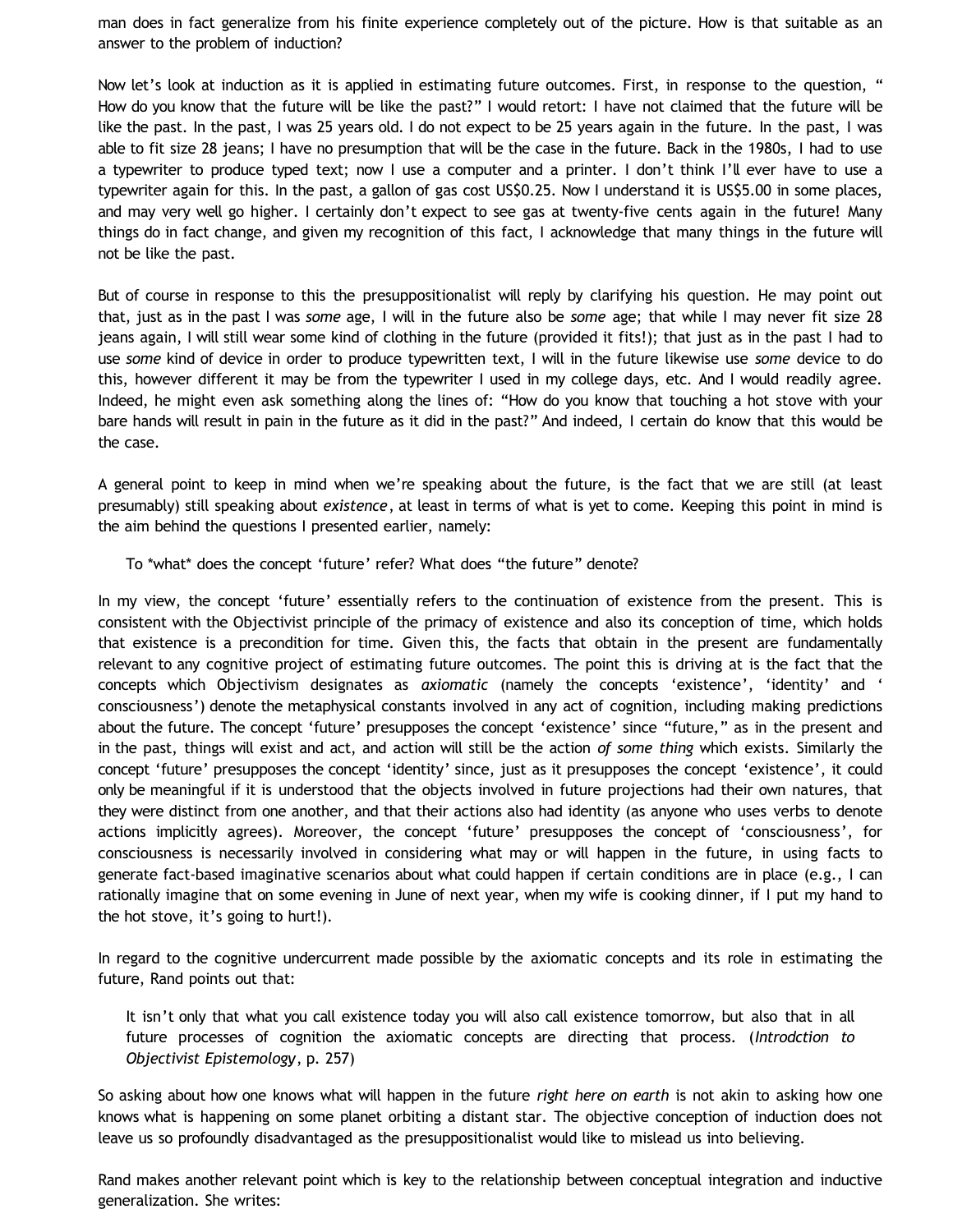man does in fact generalize from his finite experience completely out of the picture. How is that suitable as an answer to the problem of induction?

Now let's look at induction as it is applied in estimating future outcomes. First, in response to the question, " How do you know that the future will be like the past?" I would retort: I have not claimed that the future will be like the past. In the past, I was 25 years old. I do not expect to be 25 years again in the future. In the past, I was able to fit size 28 jeans; I have no presumption that will be the case in the future. Back in the 1980s, I had to use a typewriter to produce typed text; now I use a computer and a printer. I don't think I'll ever have to use a typewriter again for this. In the past, a gallon of gas cost US$0.25. Now I understand it is US$5.00 in some places, and may very well go higher. I certainly don't expect to see gas at twenty-five cents again in the future! Many things do in fact change, and given my recognition of this fact, I acknowledge that many things in the future will not be like the past.

But of course in response to this the presuppositionalist will reply by clarifying his question. He may point out that, just as in the past I was *some* age, I will in the future also be *some* age; that while I may never fit size 28 jeans again, I will still wear some kind of clothing in the future (provided it fits!); that just as in the past I had to use *some* kind of device in order to produce typewritten text, I will in the future likewise use *some* device to do this, however different it may be from the typewriter I used in my college days, etc. And I would readily agree. Indeed, he might even ask something along the lines of: "How do you know that touching a hot stove with your bare hands will result in pain in the future as it did in the past?" And indeed, I certain do know that this would be the case.

A general point to keep in mind when we're speaking about the future, is the fact that we are still (at least presumably) still speaking about *existence*, at least in terms of what is yet to come. Keeping this point in mind is the aim behind the questions I presented earlier, namely:

> To *what* does the concept 'future' refer? What does "the future" denote?

In my view, the concept 'future' essentially refers to the continuation of existence from the present. This is consistent with the Objectivist principle of the primacy of existence and also its conception of time, which holds that existence is a precondition for time. Given this, the facts that obtain in the present are fundamentally relevant to any cognitive project of estimating future outcomes. The point this is driving at is the fact that the concepts which Objectivism designates as *axiomatic* (namely the concepts 'existence', 'identity' and ' consciousness') denote the metaphysical constants involved in any act of cognition, including making predictions about the future. The concept 'future' presupposes the concept 'existence' since "future," as in the present and in the past, things will exist and act, and action will still be the action *of some thing* which exists. Similarly the concept 'future' presupposes the concept 'identity' since, just as it presupposes the concept 'existence', it could only be meaningful if it is understood that the objects involved in future projections had their own natures, that they were distinct from one another, and that their actions also had identity (as anyone who uses verbs to denote actions implicitly agrees). Moreover, the concept 'future' presupposes the concept of 'consciousness', for consciousness is necessarily involved in considering what may or will happen in the future, in using facts to generate fact-based imaginative scenarios about what could happen if certain conditions are in place (e.g., I can rationally imagine that on some evening in June of next year, when my wife is cooking dinner, if I put my hand to the hot stove, it's going to hurt!).

In regard to the cognitive undercurrent made possible by the axiomatic concepts and its role in estimating the future, Rand points out that:

> It isn't only that what you call existence today you will also call existence tomorrow, but also that in all future processes of cognition the axiomatic concepts are directing that process. (*Introdction to Objectivist Epistemology*, p. 257)

So asking about how one knows what will happen in the future *right here on earth* is not akin to asking how one knows what is happening on some planet orbiting a distant star. The objective conception of induction does not leave us so profoundly disadvantaged as the presuppositionalist would like to mislead us into believing.

Rand makes another relevant point which is key to the relationship between conceptual integration and inductive generalization. She writes: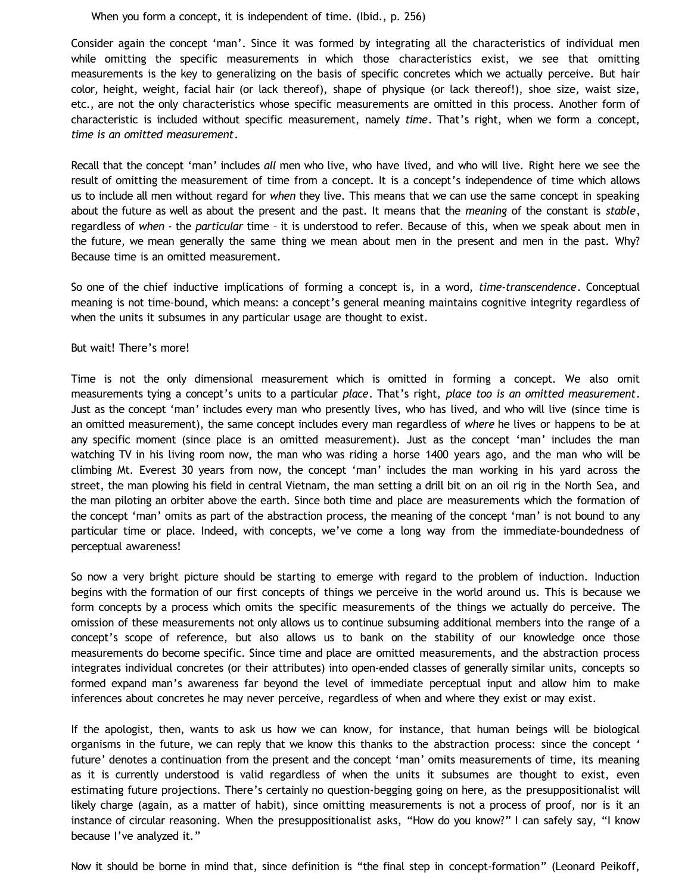> When you form a concept, it is independent of time. (Ibid., p. 256)

Consider again the concept 'man'. Since it was formed by integrating all the characteristics of individual men while omitting the specific measurements in which those characteristics exist, we see that omitting measurements is the key to generalizing on the basis of specific concretes which we actually perceive. But hair color, height, weight, facial hair (or lack thereof), shape of physique (or lack thereof!), shoe size, waist size, etc., are not the only characteristics whose specific measurements are omitted in this process. Another form of characteristic is included without specific measurement, namely *time*. That's right, when we form a concept, *time is an omitted measurement*.

Recall that the concept 'man' includes *all* men who live, who have lived, and who will live. Right here we see the result of omitting the measurement of time from a concept. It is a concept's independence of time which allows us to include all men without regard for *when* they live. This means that we can use the same concept in speaking about the future as well as about the present and the past. It means that the *meaning* of the constant is *stable*, regardless of *when* - the *particular* time – it is understood to refer. Because of this, when we speak about men in the future, we mean generally the same thing we mean about men in the present and men in the past. Why? Because time is an omitted measurement.

So one of the chief inductive implications of forming a concept is, in a word, *time-transcendence*. Conceptual meaning is not time-bound, which means: a concept's general meaning maintains cognitive integrity regardless of when the units it subsumes in any particular usage are thought to exist.

But wait! There's more!

Time is not the only dimensional measurement which is omitted in forming a concept. We also omit measurements tying a concept's units to a particular *place*. That's right, *place too is an omitted measurement*. Just as the concept 'man' includes every man who presently lives, who has lived, and who will live (since time is an omitted measurement), the same concept includes every man regardless of *where* he lives or happens to be at any specific moment (since place is an omitted measurement). Just as the concept 'man' includes the man watching TV in his living room now, the man who was riding a horse 1400 years ago, and the man who will be climbing Mt. Everest 30 years from now, the concept 'man' includes the man working in his yard across the street, the man plowing his field in central Vietnam, the man setting a drill bit on an oil rig in the North Sea, and the man piloting an orbiter above the earth. Since both time and place are measurements which the formation of the concept 'man' omits as part of the abstraction process, the meaning of the concept 'man' is not bound to any particular time or place. Indeed, with concepts, we've come a long way from the immediate-boundedness of perceptual awareness!

So now a very bright picture should be starting to emerge with regard to the problem of induction. Induction begins with the formation of our first concepts of things we perceive in the world around us. This is because we form concepts by a process which omits the specific measurements of the things we actually do perceive. The omission of these measurements not only allows us to continue subsuming additional members into the range of a concept's scope of reference, but also allows us to bank on the stability of our knowledge once those measurements do become specific. Since time and place are omitted measurements, and the abstraction process integrates individual concretes (or their attributes) into open-ended classes of generally similar units, concepts so formed expand man's awareness far beyond the level of immediate perceptual input and allow him to make inferences about concretes he may never perceive, regardless of when and where they exist or may exist.

If the apologist, then, wants to ask us how we can know, for instance, that human beings will be biological organisms in the future, we can reply that we know this thanks to the abstraction process: since the concept ' future' denotes a continuation from the present and the concept 'man' omits measurements of time, its meaning as it is currently understood is valid regardless of when the units it subsumes are thought to exist, even estimating future projections. There's certainly no question-begging going on here, as the presuppositionalist will likely charge (again, as a matter of habit), since omitting measurements is not a process of proof, nor is it an instance of circular reasoning. When the presuppositionalist asks, "How do you know?" I can safely say, "I know because I've analyzed it."

Now it should be borne in mind that, since definition is "the final step in concept-formation" (Leonard Peikoff,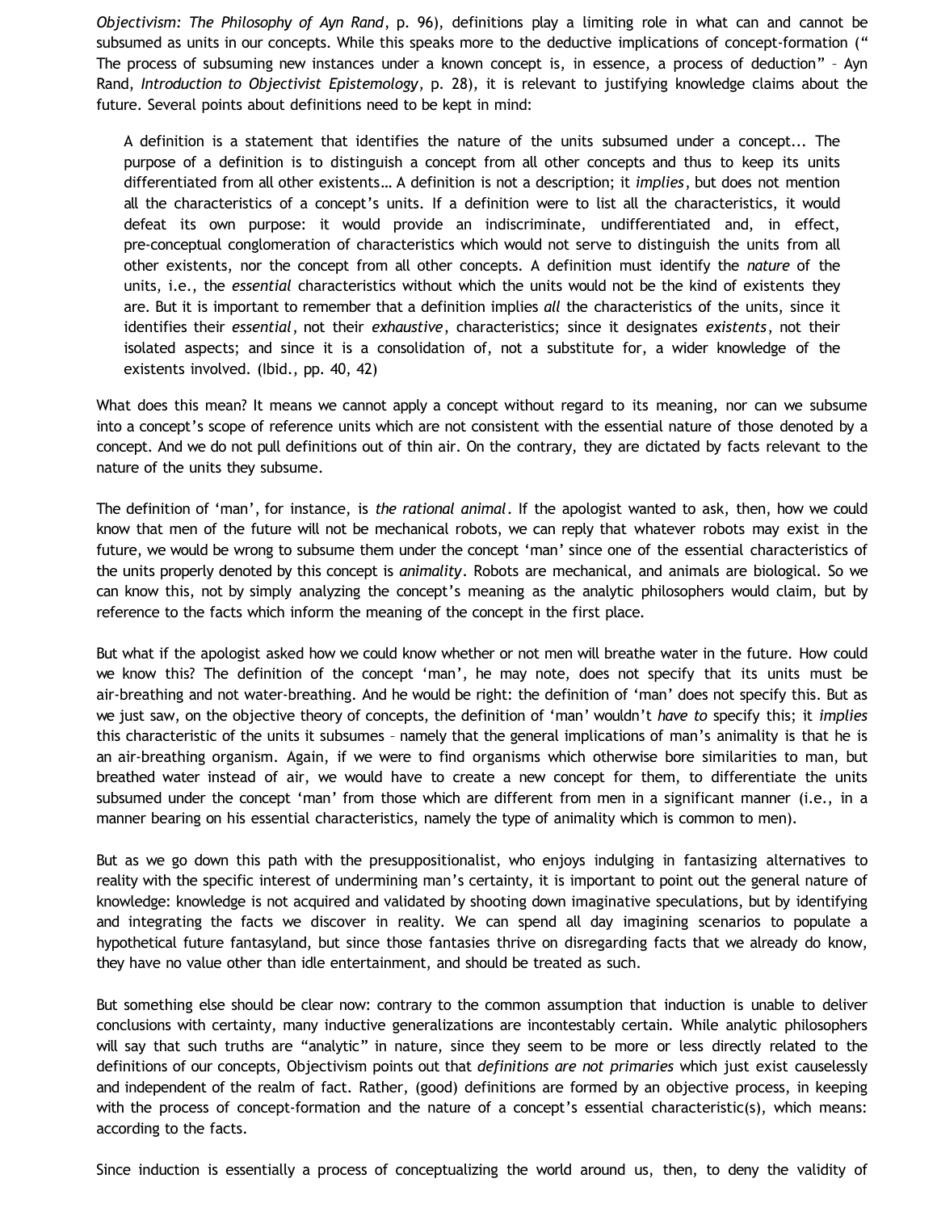*Objectivism: The Philosophy of Ayn Rand*, p. 96), definitions play a limiting role in what can and cannot be subsumed as units in our concepts. While this speaks more to the deductive implications of concept-formation (" The process of subsuming new instances under a known concept is, in essence, a process of deduction" – Ayn Rand, *Introduction to Objectivist Epistemology*, p. 28), it is relevant to justifying knowledge claims about the future. Several points about definitions need to be kept in mind:

> A definition is a statement that identifies the nature of the units subsumed under a concept... The purpose of a definition is to distinguish a concept from all other concepts and thus to keep its units differentiated from all other existents… A definition is not a description; it *implies*, but does not mention all the characteristics of a concept's units. If a definition were to list all the characteristics, it would defeat its own purpose: it would provide an indiscriminate, undifferentiated and, in effect, pre-conceptual conglomeration of characteristics which would not serve to distinguish the units from all other existents, nor the concept from all other concepts. A definition must identify the *nature* of the units, i.e., the *essential* characteristics without which the units would not be the kind of existents they are. But it is important to remember that a definition implies *all* the characteristics of the units, since it identifies their *essential*, not their *exhaustive*, characteristics; since it designates *existents*, not their isolated aspects; and since it is a consolidation of, not a substitute for, a wider knowledge of the existents involved. (Ibid., pp. 40, 42)

What does this mean? It means we cannot apply a concept without regard to its meaning, nor can we subsume into a concept's scope of reference units which are not consistent with the essential nature of those denoted by a concept. And we do not pull definitions out of thin air. On the contrary, they are dictated by facts relevant to the nature of the units they subsume.

The definition of 'man', for instance, is *the rational animal*. If the apologist wanted to ask, then, how we could know that men of the future will not be mechanical robots, we can reply that whatever robots may exist in the future, we would be wrong to subsume them under the concept 'man' since one of the essential characteristics of the units properly denoted by this concept is *animality*. Robots are mechanical, and animals are biological. So we can know this, not by simply analyzing the concept's meaning as the analytic philosophers would claim, but by reference to the facts which inform the meaning of the concept in the first place.

But what if the apologist asked how we could know whether or not men will breathe water in the future. How could we know this? The definition of the concept 'man', he may note, does not specify that its units must be air-breathing and not water-breathing. And he would be right: the definition of 'man' does not specify this. But as we just saw, on the objective theory of concepts, the definition of 'man' wouldn't *have to* specify this; it *implies* this characteristic of the units it subsumes – namely that the general implications of man's animality is that he is an air-breathing organism. Again, if we were to find organisms which otherwise bore similarities to man, but breathed water instead of air, we would have to create a new concept for them, to differentiate the units subsumed under the concept 'man' from those which are different from men in a significant manner (i.e., in a manner bearing on his essential characteristics, namely the type of animality which is common to men).

But as we go down this path with the presuppositionalist, who enjoys indulging in fantasizing alternatives to reality with the specific interest of undermining man's certainty, it is important to point out the general nature of knowledge: knowledge is not acquired and validated by shooting down imaginative speculations, but by identifying and integrating the facts we discover in reality. We can spend all day imagining scenarios to populate a hypothetical future fantasyland, but since those fantasies thrive on disregarding facts that we already do know, they have no value other than idle entertainment, and should be treated as such.

But something else should be clear now: contrary to the common assumption that induction is unable to deliver conclusions with certainty, many inductive generalizations are incontestably certain. While analytic philosophers will say that such truths are "analytic" in nature, since they seem to be more or less directly related to the definitions of our concepts, Objectivism points out that *definitions are not primaries* which just exist causelessly and independent of the realm of fact. Rather, (good) definitions are formed by an objective process, in keeping with the process of concept-formation and the nature of a concept's essential characteristic(s), which means: according to the facts.

Since induction is essentially a process of conceptualizing the world around us, then, to deny the validity of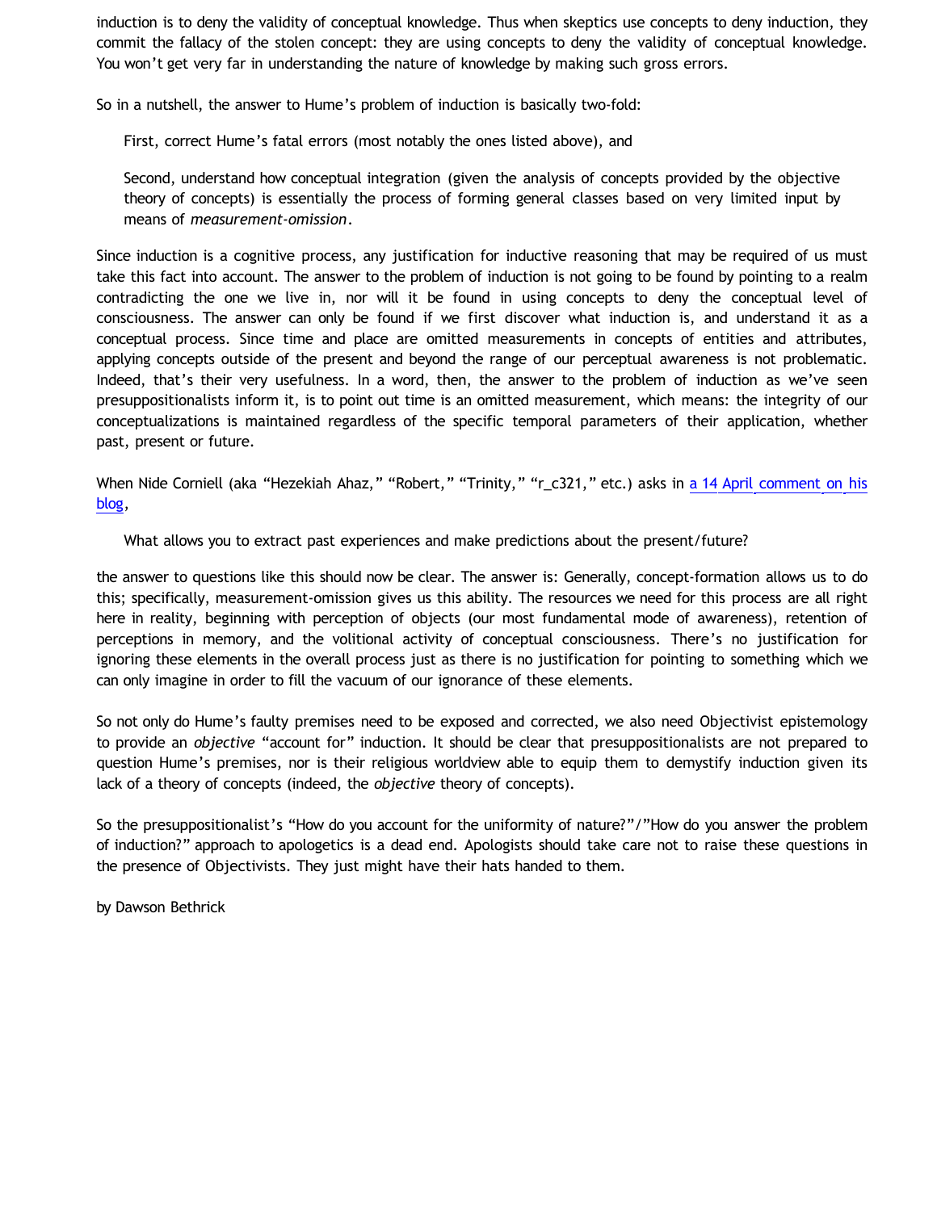induction is to deny the validity of conceptual knowledge. Thus when skeptics use concepts to deny induction, they commit the fallacy of the stolen concept: they are using concepts to deny the validity of conceptual knowledge. You won't get very far in understanding the nature of knowledge by making such gross errors.

So in a nutshell, the answer to Hume's problem of induction is basically two-fold:

> First, correct Hume's fatal errors (most notably the ones listed above), and
>
> Second, understand how conceptual integration (given the analysis of concepts provided by the objective theory of concepts) is essentially the process of forming general classes based on very limited input by means of *measurement-omission*.

Since induction is a cognitive process, any justification for inductive reasoning that may be required of us must take this fact into account. The answer to the problem of induction is not going to be found by pointing to a realm contradicting the one we live in, nor will it be found in using concepts to deny the conceptual level of consciousness. The answer can only be found if we first discover what induction is, and understand it as a conceptual process. Since time and place are omitted measurements in concepts of entities and attributes, applying concepts outside of the present and beyond the range of our perceptual awareness is not problematic. Indeed, that's their very usefulness. In a word, then, the answer to the problem of induction as we've seen presuppositionalists inform it, is to point out time is an omitted measurement, which means: the integrity of our conceptualizations is maintained regardless of the specific temporal parameters of their application, whether past, present or future.

When Nide Corniell (aka "Hezekiah Ahaz," "Robert," "Trinity," "r_c321," etc.) asks in [a 14 April comment on his blog](),

> What allows you to extract past experiences and make predictions about the present/future?

the answer to questions like this should now be clear. The answer is: Generally, concept-formation allows us to do this; specifically, measurement-omission gives us this ability. The resources we need for this process are all right here in reality, beginning with perception of objects (our most fundamental mode of awareness), retention of perceptions in memory, and the volitional activity of conceptual consciousness. There's no justification for ignoring these elements in the overall process just as there is no justification for pointing to something which we can only imagine in order to fill the vacuum of our ignorance of these elements.

So not only do Hume's faulty premises need to be exposed and corrected, we also need Objectivist epistemology to provide an *objective* "account for" induction. It should be clear that presuppositionalists are not prepared to question Hume's premises, nor is their religious worldview able to equip them to demystify induction given its lack of a theory of concepts (indeed, the *objective* theory of concepts).

So the presuppositionalist's "How do you account for the uniformity of nature?"/"How do you answer the problem of induction?" approach to apologetics is a dead end. Apologists should take care not to raise these questions in the presence of Objectivists. They just might have their hats handed to them.

by Dawson Bethrick